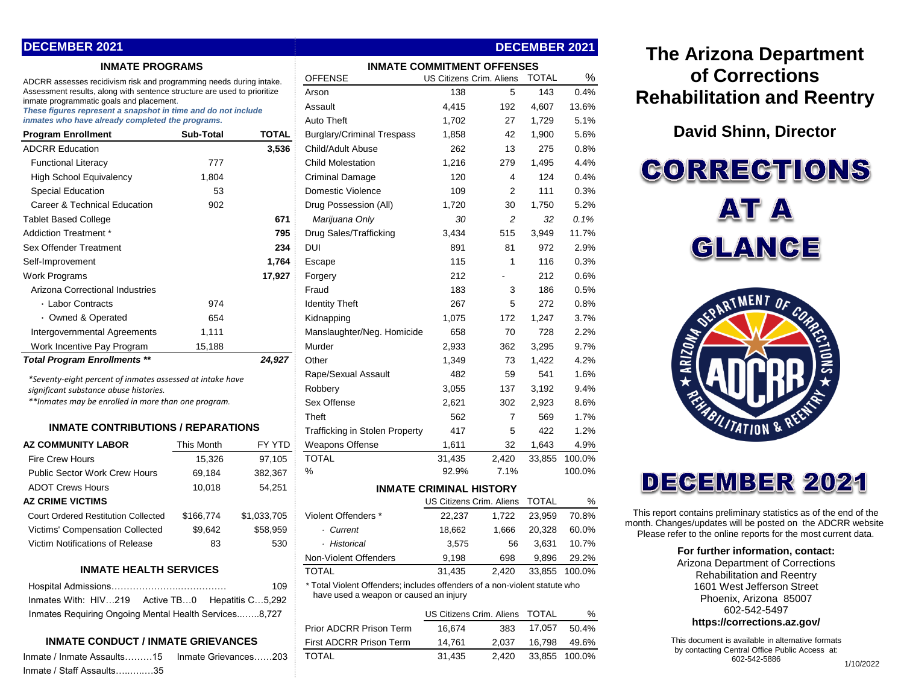## DECEMBER 2021

### INMATE PROGRAMS

ADCRR assesses recidivism risk and programming needs during intake. Assessment results, along with sentence structure are used to prioritize inmate programmatic goals and placement.

***These figures represent a snapshot in time and do not include inmates who have already completed the programs.***

| Program Enrollment | Sub-Total | TOTAL |
|---|---|---|
| ADCRR Education | | **3,536** |
| Functional Literacy | 777 | |
| High School Equivalency | 1,804 | |
| Special Education | 53 | |
| Career & Technical Education | 902 | |
| Tablet Based College | | **671** |
| Addiction Treatment * | | **795** |
| Sex Offender Treatment | | **234** |
| Self-Improvement | | **1,764** |
| Work Programs | | **17,927** |
| Arizona Correctional Industries | | |
| · Labor Contracts | 974 | |
| · Owned & Operated | 654 | |
| Intergovernmental Agreements | 1,111 | |
| Work Incentive Pay Program | 15,188 | |
| ***Total Program Enrollments \*\**** | | ***24,927*** |

*\*Seventy-eight percent of inmates assessed at intake have significant substance abuse histories.*

*\*\*Inmates may be enrolled in more than one program.*

### INMATE CONTRIBUTIONS / REPARATIONS

| AZ COMMUNITY LABOR | This Month | FY YTD |
|---|---|---|
| Fire Crew Hours | 15,326 | 97,105 |
| Public Sector Work Crew Hours | 69,184 | 382,367 |
| ADOT Crews Hours | 10,018 | 54,251 |
| **AZ CRIME VICTIMS** | | |
| Court Ordered Restitution Collected | $166,774 | $1,033,705 |
| Victims' Compensation Collected | $9,642 | $58,959 |
| Victim Notifications of Release | 83 | 530 |

### INMATE HEALTH SERVICES

Hospital Admissions…………………..………… 109

Inmates With: HIV…219 Active TB…0 Hepatitis C…5,292

Inmates Requiring Ongoing Mental Health Services...…..8,727

### INMATE CONDUCT / INMATE GRIEVANCES

Inmate / Inmate Assaults………15 Inmate Grievances……203

Inmate / Staff Assaults…..…..…35

## DECEMBER 2021

### INMATE COMMITMENT OFFENSES

| OFFENSE | US Citizens | Crim. Aliens | TOTAL | % |
|---|---|---|---|---|
| Arson | 138 | 5 | 143 | 0.4% |
| Assault | 4,415 | 192 | 4,607 | 13.6% |
| Auto Theft | 1,702 | 27 | 1,729 | 5.1% |
| Burglary/Criminal Trespass | 1,858 | 42 | 1,900 | 5.6% |
| Child/Adult Abuse | 262 | 13 | 275 | 0.8% |
| Child Molestation | 1,216 | 279 | 1,495 | 4.4% |
| Criminal Damage | 120 | 4 | 124 | 0.4% |
| Domestic Violence | 109 | 2 | 111 | 0.3% |
| Drug Possession (All) | 1,720 | 30 | 1,750 | 5.2% |
| *Marijuana Only* | *30* | *2* | *32* | *0.1%* |
| Drug Sales/Trafficking | 3,434 | 515 | 3,949 | 11.7% |
| DUI | 891 | 81 | 972 | 2.9% |
| Escape | 115 | 1 | 116 | 0.3% |
| Forgery | 212 | - | 212 | 0.6% |
| Fraud | 183 | 3 | 186 | 0.5% |
| Identity Theft | 267 | 5 | 272 | 0.8% |
| Kidnapping | 1,075 | 172 | 1,247 | 3.7% |
| Manslaughter/Neg. Homicide | 658 | 70 | 728 | 2.2% |
| Murder | 2,933 | 362 | 3,295 | 9.7% |
| Other | 1,349 | 73 | 1,422 | 4.2% |
| Rape/Sexual Assault | 482 | 59 | 541 | 1.6% |
| Robbery | 3,055 | 137 | 3,192 | 9.4% |
| Sex Offense | 2,621 | 302 | 2,923 | 8.6% |
| Theft | 562 | 7 | 569 | 1.7% |
| Trafficking in Stolen Property | 417 | 5 | 422 | 1.2% |
| Weapons Offense | 1,611 | 32 | 1,643 | 4.9% |
| TOTAL | 31,435 | 2,420 | 33,855 | 100.0% |
| % | 92.9% | 7.1% | | 100.0% |

### INMATE CRIMINAL HISTORY

| | US Citizens | Crim. Aliens | TOTAL | % |
|---|---|---|---|---|
| Violent Offenders * | 22,237 | 1,722 | 23,959 | 70.8% |
| · *Current* | 18,662 | 1,666 | 20,328 | 60.0% |
| · *Historical* | 3,575 | 56 | 3,631 | 10.7% |
| Non-Violent Offenders | 9,198 | 698 | 9,896 | 29.2% |
| TOTAL | 31,435 | 2,420 | 33,855 | 100.0% |

\* Total Violent Offenders; includes offenders of a non-violent statute who have used a weapon or caused an injury

| | US Citizens | Crim. Aliens | TOTAL | % |
|---|---|---|---|---|
| Prior ADCRR Prison Term | 16,674 | 383 | 17,057 | 50.4% |
| First ADCRR Prison Term | 14,761 | 2,037 | 16,798 | 49.6% |
| TOTAL | 31,435 | 2,420 | 33,855 | 100.0% |

# The Arizona Department of Corrections Rehabilitation and Reentry

## David Shinn, Director

# CORRECTIONS AT A GLANCE

# DECEMBER 2021

This report contains preliminary statistics as of the end of the month. Changes/updates will be posted on the ADCRR website Please refer to the online reports for the most current data.

**For further information, contact:**

Arizona Department of Corrections Rehabilitation and Reentry
1601 West Jefferson Street
Phoenix, Arizona 85007
602-542-5497
**https://corrections.az.gov/**

This document is available in alternative formats by contacting Central Office Public Access at: 602-542-5886

1/10/2022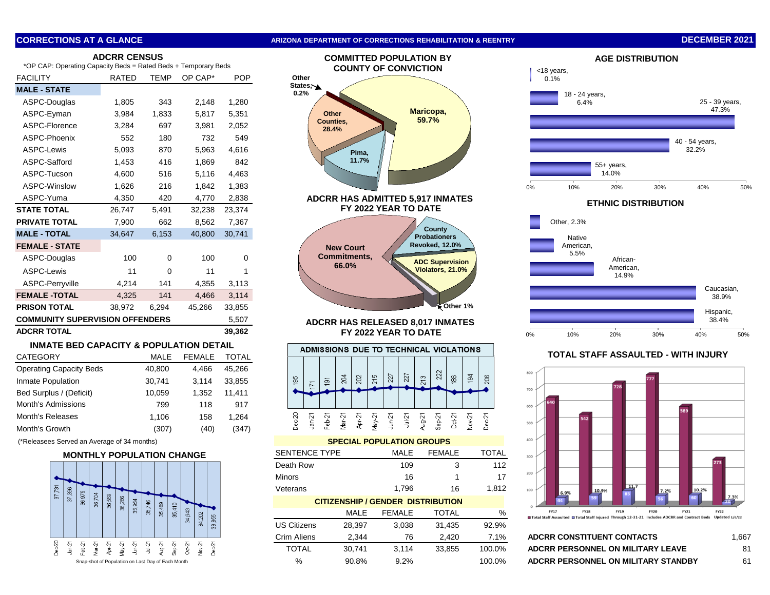**CORRECTIONS AT A GLANCE** — **ARIZONA DEPARTMENT OF CORRECTIONS REHABILITATION & REENTRY** — **DECEMBER 2021**

## ADCRR CENSUS

*OP CAP: Operating Capacity Beds = Rated Beds + Temporary Beds

| FACILITY | RATED | TEMP | OP CAP* | POP |
|---|---|---|---|---|
| **MALE - STATE** | | | | |
| ASPC-Douglas | 1,805 | 343 | 2,148 | 1,280 |
| ASPC-Eyman | 3,984 | 1,833 | 5,817 | 5,351 |
| ASPC-Florence | 3,284 | 697 | 3,981 | 2,052 |
| ASPC-Phoenix | 552 | 180 | 732 | 549 |
| ASPC-Lewis | 5,093 | 870 | 5,963 | 4,616 |
| ASPC-Safford | 1,453 | 416 | 1,869 | 842 |
| ASPC-Tucson | 4,600 | 516 | 5,116 | 4,463 |
| ASPC-Winslow | 1,626 | 216 | 1,842 | 1,383 |
| ASPC-Yuma | 4,350 | 420 | 4,770 | 2,838 |
| **STATE TOTAL** | 26,747 | 5,491 | 32,238 | 23,374 |
| **PRIVATE TOTAL** | 7,900 | 662 | 8,562 | 7,367 |
| **MALE - TOTAL** | 34,647 | 6,153 | 40,800 | 30,741 |
| **FEMALE - STATE** | | | | |
| ASPC-Douglas | 100 | 0 | 100 | 0 |
| ASPC-Lewis | 11 | 0 | 11 | 1 |
| ASPC-Perryville | 4,214 | 141 | 4,355 | 3,113 |
| **FEMALE -TOTAL** | 4,325 | 141 | 4,466 | 3,114 |
| **PRISON TOTAL** | 38,972 | 6,294 | 45,266 | 33,855 |
| **COMMUNITY SUPERVISION OFFENDERS** | | | | 5,507 |
| **ADCRR TOTAL** | | | | **39,362** |

## INMATE BED CAPACITY & POPULATION DETAIL

| CATEGORY | MALE | FEMALE | TOTAL |
|---|---|---|---|
| Operating Capacity Beds | 40,800 | 4,466 | 45,266 |
| Inmate Population | 30,741 | 3,114 | 33,855 |
| Bed Surplus / (Deficit) | 10,059 | 1,352 | 11,411 |
| Month's Admissions | 799 | 118 | 917 |
| Month's Releases | 1,106 | 158 | 1,264 |
| Month's Growth | (307) | (40) | (347) |

(*Releasees Served an Average of 34 months)

## MONTHLY POPULATION CHANGE

Dec-20 37,731; Jan-21 37,306; Feb-21 36,975; Mar-21 36,704; Apr-21 36,569; May-21 36,266; Jun-21 35,954; Jul-21 35,746; Aug-21 35,489; Sep-21 35,410; Oct-21 34,643; Nov-21 34,202; Dec-21 33,855

Snap-shot of Population on Last Day of Each Month

## COMMITTED POPULATION BY COUNTY OF CONVICTION

Maricopa, 59.7%
Other Counties, 28.4%
Pima, 11.7%
Other States, 0.2%

## ADCRR HAS ADMITTED 5,917 INMATES FY 2022 YEAR TO DATE

New Court Commitments, 66.0%
ADC Supervision Violators, 21.0%
County Probationers Revoked, 12.0%
Other 1%

## ADCRR HAS RELEASED 8,017 INMATES FY 2022 YEAR TO DATE

## ADMISSIONS DUE TO TECHNICAL VIOLATIONS

Dec-20 195; Jan-21 171; Feb-21 191; Mar-21 204; Apr-21 202; May-21 215; Jun-21 227; Jul-21 227; Aug-21 213; Sep-21 222; Oct-21 186; Nov-21 194; Dec-21 206

## SPECIAL POPULATION GROUPS

| SENTENCE TYPE | MALE | FEMALE | TOTAL |
|---|---|---|---|
| Death Row | 109 | 3 | 112 |
| Minors | 16 | 1 | 17 |
| Veterans | 1,796 | 16 | 1,812 |

## CITIZENSHIP / GENDER DISTRIBUTION

| | MALE | FEMALE | TOTAL | % |
|---|---|---|---|---|
| US Citizens | 28,397 | 3,038 | 31,435 | 92.9% |
| Crim Aliens | 2,344 | 76 | 2,420 | 7.1% |
| TOTAL | 30,741 | 3,114 | 33,855 | 100.0% |
| % | 90.8% | 9.2% | | 100.0% |

## AGE DISTRIBUTION

<18 years, 0.1%
18 - 24 years, 6.4%
25 - 39 years, 47.3%
40 - 54 years, 32.2%
55+ years, 14.0%

## ETHNIC DISTRIBUTION

Other, 2.3%
Native American, 5.5%
African-American, 14.9%
Caucasian, 38.9%
Hispanic, 38.4%

## TOTAL STAFF ASSAULTED - WITH INJURY

FY17: 640, 44, 6.9%
FY18: 542, 59, 10.9%
FY19: 728, 85, 11.7
FY20: 777, 56, 7.2%
FY21: 589, 60, 10.2%
FY22: 273, 20, 7.3%

Total Staff Assaulted / Total Staff Injured Through 12-31-21 Includes ADCRR and Contract Beds Updated 1/6/22

| | |
|---|---|
| **ADCRR CONSTITUENT CONTACTS** | 1,667 |
| **ADCRR PERSONNEL ON MILITARY LEAVE** | 81 |
| **ADCRR PERSONNEL ON MILITARY STANDBY** | 61 |